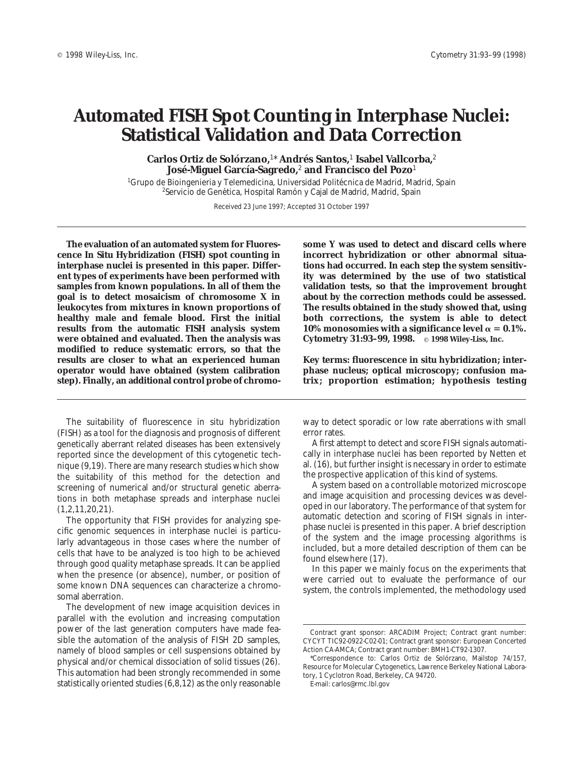# Automated FISH Spot Counting in Interphase Nuclei: Statistical Validation and Data Correction

**Carlos Ortiz de Solórzano,[1]* Andrés Santos,[1] Isabel Vallcorba,[2] José-Miguel García-Sagredo,[2] and Francisco del Pozo[1]**

[1]Grupo de Bioingenieria y Telemedicina, Universidad Politécnica de Madrid, Madrid, Spain
[2]Servicio de Genética, Hospital Ramón y Cajal de Madrid, Madrid, Spain

Received 23 June 1997; Accepted 31 October 1997

**The evaluation of an automated system for Fluorescence In Situ Hybridization (FISH) spot counting in interphase nuclei is presented in this paper. Different types of experiments have been performed with samples from known populations. In all of them the goal is to detect mosaicism of chromosome X in leukocytes from mixtures in known proportions of healthy male and female blood. First the initial results from the automatic FISH analysis system were obtained and evaluated. Then the analysis was modified to reduce systematic errors, so that the results are closer to what an experienced human operator would have obtained (system calibration step). Finally, an additional control probe of chromosome Y was used to detect and discard cells where incorrect hybridization or other abnormal situations had occurred. In each step the system sensitivity was determined by the use of two statistical validation tests, so that the improvement brought about by the correction methods could be assessed. The results obtained in the study showed that, using both corrections, the system is able to detect 10% monosomies with a significance level $\alpha = 0.1\%$. Cytometry 31:93–99, 1998.** © **1998 Wiley-Liss, Inc.**

**Key terms: fluorescence in situ hybridization; interphase nucleus; optical microscopy; confusion matrix; proportion estimation; hypothesis testing**

The suitability of fluorescence in situ hybridization (FISH) as a tool for the diagnosis and prognosis of different genetically aberrant related diseases has been extensively reported since the development of this cytogenetic technique (9,19). There are many research studies which show the suitability of this method for the detection and screening of numerical and/or structural genetic aberrations in both metaphase spreads and interphase nuclei (1,2,11,20,21).

The opportunity that FISH provides for analyzing specific genomic sequences in interphase nuclei is particularly advantageous in those cases where the number of cells that have to be analyzed is too high to be achieved through good quality metaphase spreads. It can be applied when the presence (or absence), number, or position of some known DNA sequences can characterize a chromosomal aberration.

The development of new image acquisition devices in parallel with the evolution and increasing computation power of the last generation computers have made feasible the automation of the analysis of FISH 2D samples, namely of blood samples or cell suspensions obtained by physical and/or chemical dissociation of solid tissues (26). This automation had been strongly recommended in some statistically oriented studies (6,8,12) as the only reasonable way to detect sporadic or low rate aberrations with small error rates.

A first attempt to detect and score FISH signals automatically in interphase nuclei has been reported by Netten et al. (16), but further insight is necessary in order to estimate the prospective application of this kind of systems.

A system based on a controllable motorized microscope and image acquisition and processing devices was developed in our laboratory. The performance of that system for automatic detection and scoring of FISH signals in interphase nuclei is presented in this paper. A brief description of the system and the image processing algorithms is included, but a more detailed description of them can be found elsewhere (17).

In this paper we mainly focus on the experiments that were carried out to evaluate the performance of our system, the controls implemented, the methodology used

Contract grant sponsor: ARCADIM Project; Contract grant number: CYCYT TIC92-0922-C02-01; Contract grant sponsor: European Concerted Action CA-AMCA; Contract grant number: BMH1-CT92-1307.

*Correspondence to: Carlos Ortiz de Solórzano, Mailstop 74/157, Resource for Molecular Cytogenetics, Lawrence Berkeley National Laboratory, 1 Cyclotron Road, Berkeley, CA 94720.

E-mail: carlos@rmc.lbl.gov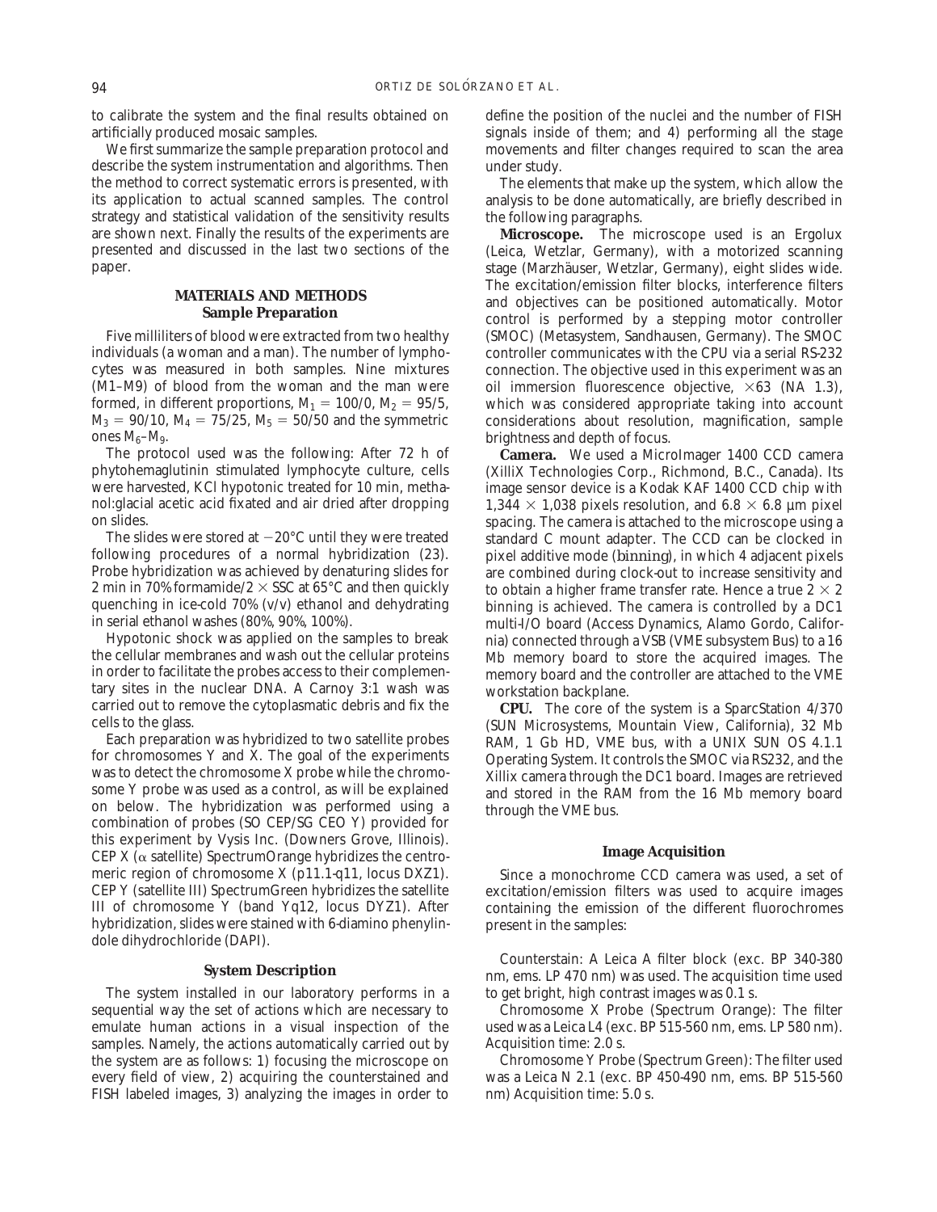to calibrate the system and the final results obtained on artificially produced mosaic samples.

We first summarize the sample preparation protocol and describe the system instrumentation and algorithms. Then the method to correct systematic errors is presented, with its application to actual scanned samples. The control strategy and statistical validation of the sensitivity results are shown next. Finally the results of the experiments are presented and discussed in the last two sections of the paper.

## MATERIALS AND METHODS

### Sample Preparation

Five milliliters of blood were extracted from two healthy individuals (a woman and a man). The number of lymphocytes was measured in both samples. Nine mixtures (M1–M9) of blood from the woman and the man were formed, in different proportions, $M_1 = 100/0$, $M_2 = 95/5$, $M_3 = 90/10$, $M_4 = 75/25$, $M_5 = 50/50$ and the symmetric ones $M_6$–$M_9$.

The protocol used was the following: After 72 h of phytohemaglutinin stimulated lymphocyte culture, cells were harvested, KCl hypotonic treated for 10 min, methanol:glacial acetic acid fixated and air dried after dropping on slides.

The slides were stored at −20°C until they were treated following procedures of a normal hybridization (23). Probe hybridization was achieved by denaturing slides for 2 min in 70% formamide/2 × SSC at 65°C and then quickly quenching in ice-cold 70% (v/v) ethanol and dehydrating in serial ethanol washes (80%, 90%, 100%).

Hypotonic shock was applied on the samples to break the cellular membranes and wash out the cellular proteins in order to facilitate the probes access to their complementary sites in the nuclear DNA. A Carnoy 3:1 wash was carried out to remove the cytoplasmatic debris and fix the cells to the glass.

Each preparation was hybridized to two satellite probes for chromosomes Y and X. The goal of the experiments was to detect the chromosome X probe while the chromosome Y probe was used as a control, as will be explained on below. The hybridization was performed using a combination of probes (SO CEP/SG CEO Y) provided for this experiment by Vysis Inc. (Downers Grove, Illinois). CEP X ($\alpha$ satellite) SpectrumOrange hybridizes the centromeric region of chromosome X (p11.1-q11, locus DXZ1). CEP Y (satellite III) SpectrumGreen hybridizes the satellite III of chromosome Y (band Yq12, locus DYZ1). After hybridization, slides were stained with 6-diamino phenylindole dihydrochloride (DAPI).

### System Description

The system installed in our laboratory performs in a sequential way the set of actions which are necessary to emulate human actions in a visual inspection of the samples. Namely, the actions automatically carried out by the system are as follows: 1) focusing the microscope on every field of view, 2) acquiring the counterstained and FISH labeled images, 3) analyzing the images in order to define the position of the nuclei and the number of FISH signals inside of them; and 4) performing all the stage movements and filter changes required to scan the area under study.

The elements that make up the system, which allow the analysis to be done automatically, are briefly described in the following paragraphs.

**Microscope.** The microscope used is an Ergolux (Leica, Wetzlar, Germany), with a motorized scanning stage (Marzhäuser, Wetzlar, Germany), eight slides wide. The excitation/emission filter blocks, interference filters and objectives can be positioned automatically. Motor control is performed by a stepping motor controller (SMOC) (Metasystem, Sandhausen, Germany). The SMOC controller communicates with the CPU via a serial RS-232 connection. The objective used in this experiment was an oil immersion fluorescence objective, ×63 (NA 1.3), which was considered appropriate taking into account considerations about resolution, magnification, sample brightness and depth of focus.

**Camera.** We used a MicroImager 1400 CCD camera (XilliX Technologies Corp., Richmond, B.C., Canada). Its image sensor device is a Kodak KAF 1400 CCD chip with 1,344 × 1,038 pixels resolution, and 6.8 × 6.8 µm pixel spacing. The camera is attached to the microscope using a standard C mount adapter. The CCD can be clocked in pixel additive mode (binning), in which 4 adjacent pixels are combined during clock-out to increase sensitivity and to obtain a higher frame transfer rate. Hence a true 2 × 2 binning is achieved. The camera is controlled by a DC1 multi-I/O board (Access Dynamics, Alamo Gordo, California) connected through a VSB (VME subsystem Bus) to a 16 Mb memory board to store the acquired images. The memory board and the controller are attached to the VME workstation backplane.

**CPU.** The core of the system is a SparcStation 4/370 (SUN Microsystems, Mountain View, California), 32 Mb RAM, 1 Gb HD, VME bus, with a UNIX SUN OS 4.1.1 Operating System. It controls the SMOC via RS232, and the Xillix camera through the DC1 board. Images are retrieved and stored in the RAM from the 16 Mb memory board through the VME bus.

### Image Acquisition

Since a monochrome CCD camera was used, a set of excitation/emission filters was used to acquire images containing the emission of the different fluorochromes present in the samples:

Counterstain: A Leica A filter block (exc. BP 340-380 nm, ems. LP 470 nm) was used. The acquisition time used to get bright, high contrast images was 0.1 s.

Chromosome X Probe (Spectrum Orange): The filter used was a Leica L4 (exc. BP 515-560 nm, ems. LP 580 nm). Acquisition time: 2.0 s.

Chromosome Y Probe (Spectrum Green): The filter used was a Leica N 2.1 (exc. BP 450-490 nm, ems. BP 515-560 nm) Acquisition time: 5.0 s.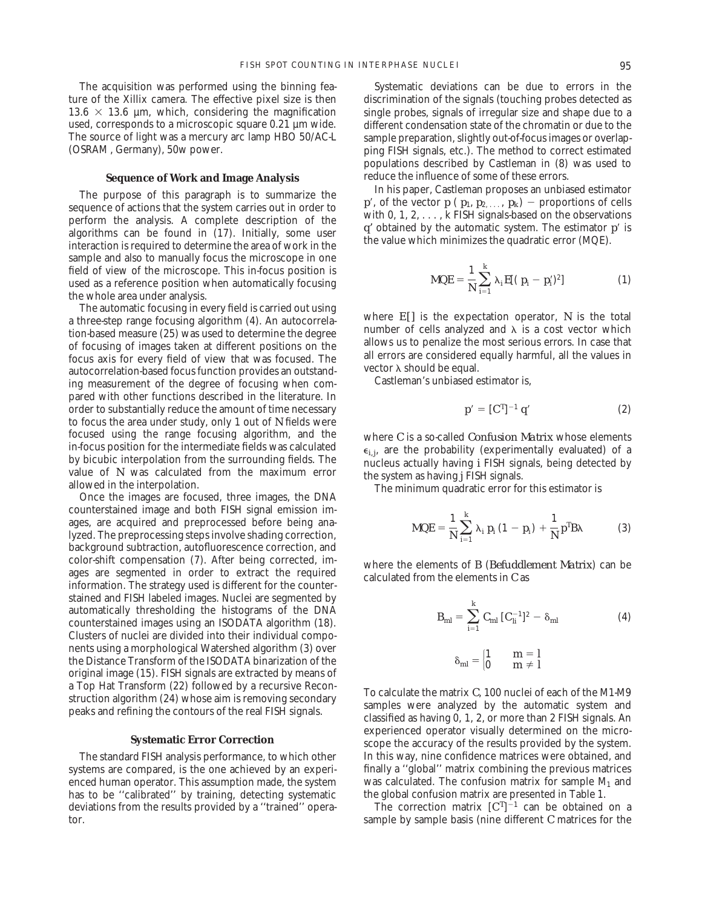The acquisition was performed using the binning feature of the Xillix camera. The effective pixel size is then 13.6 × 13.6 µm, which, considering the magnification used, corresponds to a microscopic square 0.21 µm wide. The source of light was a mercury arc lamp HBO 50/AC-L (OSRAM, Germany), 50w power.

### Sequence of Work and Image Analysis

The purpose of this paragraph is to summarize the sequence of actions that the system carries out in order to perform the analysis. A complete description of the algorithms can be found in (17). Initially, some user interaction is required to determine the area of work in the sample and also to manually focus the microscope in one field of view of the microscope. This in-focus position is used as a reference position when automatically focusing the whole area under analysis.

The automatic focusing in every field is carried out using a three-step range focusing algorithm (4). An autocorrelation-based measure (25) was used to determine the degree of focusing of images taken at different positions on the focus axis for every field of view that was focused. The autocorrelation-based focus function provides an outstanding measurement of the degree of focusing when compared with other functions described in the literature. In order to substantially reduce the amount of time necessary to focus the area under study, only 1 out of N fields were focused using the range focusing algorithm, and the in-focus position for the intermediate fields was calculated by bicubic interpolation from the surrounding fields. The value of N was calculated from the maximum error allowed in the interpolation.

Once the images are focused, three images, the DNA counterstained image and both FISH signal emission images, are acquired and preprocessed before being analyzed. The preprocessing steps involve shading correction, background subtraction, autofluorescence correction, and color-shift compensation (7). After being corrected, images are segmented in order to extract the required information. The strategy used is different for the counterstained and FISH labeled images. Nuclei are segmented by automatically thresholding the histograms of the DNA counterstained images using an ISODATA algorithm (18). Clusters of nuclei are divided into their individual components using a morphological Watershed algorithm (3) over the Distance Transform of the ISODATA binarization of the original image (15). FISH signals are extracted by means of a Top Hat Transform (22) followed by a recursive Reconstruction algorithm (24) whose aim is removing secondary peaks and refining the contours of the real FISH signals.

### Systematic Error Correction

The standard FISH analysis performance, to which other systems are compared, is the one achieved by an experienced human operator. This assumption made, the system has to be ''calibrated'' by training, detecting systematic deviations from the results provided by a ''trained'' operator.

Systematic deviations can be due to errors in the discrimination of the signals (touching probes detected as single probes, signals of irregular size and shape due to a different condensation state of the chromatin or due to the sample preparation, slightly out-of-focus images or overlapping FISH signals, etc.). The method to correct estimated populations described by Castleman in (8) was used to reduce the influence of some of these errors.

In his paper, Castleman proposes an unbiased estimator $p'$, of the vector $p\,(p_1, p_2, \ldots, p_k)$ — proportions of cells with 0, 1, 2, . . . , k FISH signals-based on the observations $q'$ obtained by the automatic system. The estimator $p'$ is the value which minimizes the quadratic error (MQE).

$$MQE = \frac{1}{N}\sum_{i=1}^{k} \lambda_i E[(p_i - p_i')^2] \tag{1}$$

where $E[\,]$ is the expectation operator, $N$ is the total number of cells analyzed and $\lambda$ is a cost vector which allows us to penalize the most serious errors. In case that all errors are considered equally harmful, all the values in vector $\lambda$ should be equal.

Castleman's unbiased estimator is,

$$p' = [C^T]^{-1}\, q' \tag{2}$$

where $C$ is a so-called *Confusion Matrix* whose elements $\epsilon_{i,j}$, are the probability (experimentally evaluated) of a nucleus actually having $i$ FISH signals, being detected by the system as having $j$ FISH signals.

The minimum quadratic error for this estimator is

$$MQE = \frac{1}{N}\sum_{i=1}^{k} \lambda_i\, p_i\,(1 - p_i) + \frac{1}{N} p^T B \lambda \tag{3}$$

where the elements of $B$ (*Befuddlement Matrix*) can be calculated from the elements in $C$ as

$$B_{ml} = \sum_{i=1}^{k} C_{ml}\,[C_{li}^{-1}]^2 - \delta_{ml} \tag{4}$$

$$\delta_{ml} = \begin{cases} 1 & m = l \\ 0 & m \neq l \end{cases}$$

To calculate the matrix $C$, 100 nuclei of each of the M1-M9 samples were analyzed by the automatic system and classified as having 0, 1, 2, or more than 2 FISH signals. An experienced operator visually determined on the microscope the accuracy of the results provided by the system. In this way, nine confidence matrices were obtained, and finally a ''global'' matrix combining the previous matrices was calculated. The confusion matrix for sample $M_1$ and the global confusion matrix are presented in Table 1.

The correction matrix $[C^T]^{-1}$ can be obtained on a sample by sample basis (nine different $C$ matrices for the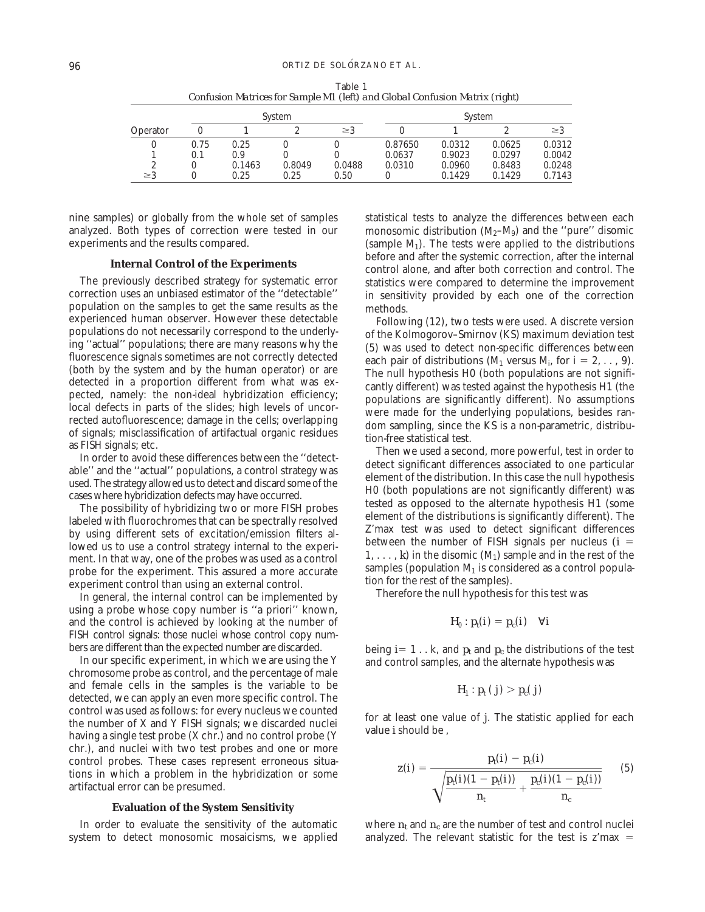Table 1
*Confusion Matrices for Sample M1 (left) and Global Confusion Matrix (right)*

| Operator | System | | | | System | | | |
|---|---|---|---|---|---|---|---|---|
| | 0 | 1 | 2 | ≥3 | 0 | 1 | 2 | ≥3 |
| 0 | 0.75 | 0.25 | 0 | 0 | 0.87650 | 0.0312 | 0.0625 | 0.0312 |
| 1 | 0.1 | 0.9 | 0 | 0 | 0.0637 | 0.9023 | 0.0297 | 0.0042 |
| 2 | 0 | 0.1463 | 0.8049 | 0.0488 | 0.0310 | 0.0960 | 0.8483 | 0.0248 |
| ≥3 | 0 | 0.25 | 0.25 | 0.50 | 0 | 0.1429 | 0.1429 | 0.7143 |

nine samples) or globally from the whole set of samples analyzed. Both types of correction were tested in our experiments and the results compared.

### Internal Control of the Experiments

The previously described strategy for systematic error correction uses an unbiased estimator of the ''detectable'' population on the samples to get the same results as the experienced human observer. However these detectable populations do not necessarily correspond to the underlying ''actual'' populations; there are many reasons why the fluorescence signals sometimes are not correctly detected (both by the system and by the human operator) or are detected in a proportion different from what was expected, namely: the non-ideal hybridization efficiency; local defects in parts of the slides; high levels of uncorrected autofluorescence; damage in the cells; overlapping of signals; misclassification of artifactual organic residues as FISH signals; etc.

In order to avoid these differences between the ''detectable'' and the ''actual'' populations, a control strategy was used. The strategy allowed us to detect and discard some of the cases where hybridization defects may have occurred.

The possibility of hybridizing two or more FISH probes labeled with fluorochromes that can be spectrally resolved by using different sets of excitation/emission filters allowed us to use a control strategy internal to the experiment. In that way, one of the probes was used as a control probe for the experiment. This assured a more accurate experiment control than using an external control.

In general, the internal control can be implemented by using a probe whose copy number is ''a priori'' known, and the control is achieved by looking at the number of FISH control signals: those nuclei whose control copy numbers are different than the expected number are discarded.

In our specific experiment, in which we are using the Y chromosome probe as control, and the percentage of male and female cells in the samples is the variable to be detected, we can apply an even more specific control. The control was used as follows: for every nucleus we counted the number of X and Y FISH signals; we discarded nuclei having a single test probe (X chr.) and no control probe (Y chr.), and nuclei with two test probes and one or more control probes. These cases represent erroneous situations in which a problem in the hybridization or some artifactual error can be presumed.

### Evaluation of the System Sensitivity

In order to evaluate the sensitivity of the automatic system to detect monosomic mosaicisms, we applied statistical tests to analyze the differences between each monosomic distribution ($M_2$–$M_9$) and the ''pure'' disomic (sample $M_1$). The tests were applied to the distributions before and after the systemic correction, after the internal control alone, and after both correction and control. The statistics were compared to determine the improvement in sensitivity provided by each one of the correction methods.

Following (12), two tests were used. A discrete version of the Kolmogorov–Smirnov (KS) maximum deviation test (5) was used to detect non-specific differences between each pair of distributions ($M_1$ versus $M_i$, for $i = 2, \ldots, 9$). The null hypothesis H0 (both populations are not significantly different) was tested against the hypothesis H1 (the populations are significantly different). No assumptions were made for the underlying populations, besides random sampling, since the KS is a non-parametric, distribution-free statistical test.

Then we used a second, more powerful, test in order to detect significant differences associated to one particular element of the distribution. In this case the null hypothesis H0 (both populations are not significantly different) was tested as opposed to the alternate hypothesis H1 (some element of the distributions is significantly different). The Z'max test was used to detect significant differences between the number of FISH signals per nucleus ($i = 1, \ldots, k$) in the disomic ($M_1$) sample and in the rest of the samples (population $M_1$ is considered as a control population for the rest of the samples).

Therefore the null hypothesis for this test was

$$H_0 : p_t(i) = p_c(i) \quad \forall i$$

being $i = 1 \ldots k$, and $p_t$ and $p_c$ the distributions of the test and control samples, and the alternate hypothesis was

$$H_1 : p_t(j) > p_c(j)$$

for at least one value of j. The statistic applied for each value i should be ,

$$z(i) = \frac{p_t(i) - p_c(i)}{\sqrt{\dfrac{p_t(i)(1 - p_t(i))}{n_t} + \dfrac{p_c(i)(1 - p_c(i))}{n_c}}} \qquad (5)$$

where $n_t$ and $n_c$ are the number of test and control nuclei analyzed. The relevant statistic for the test is z'max =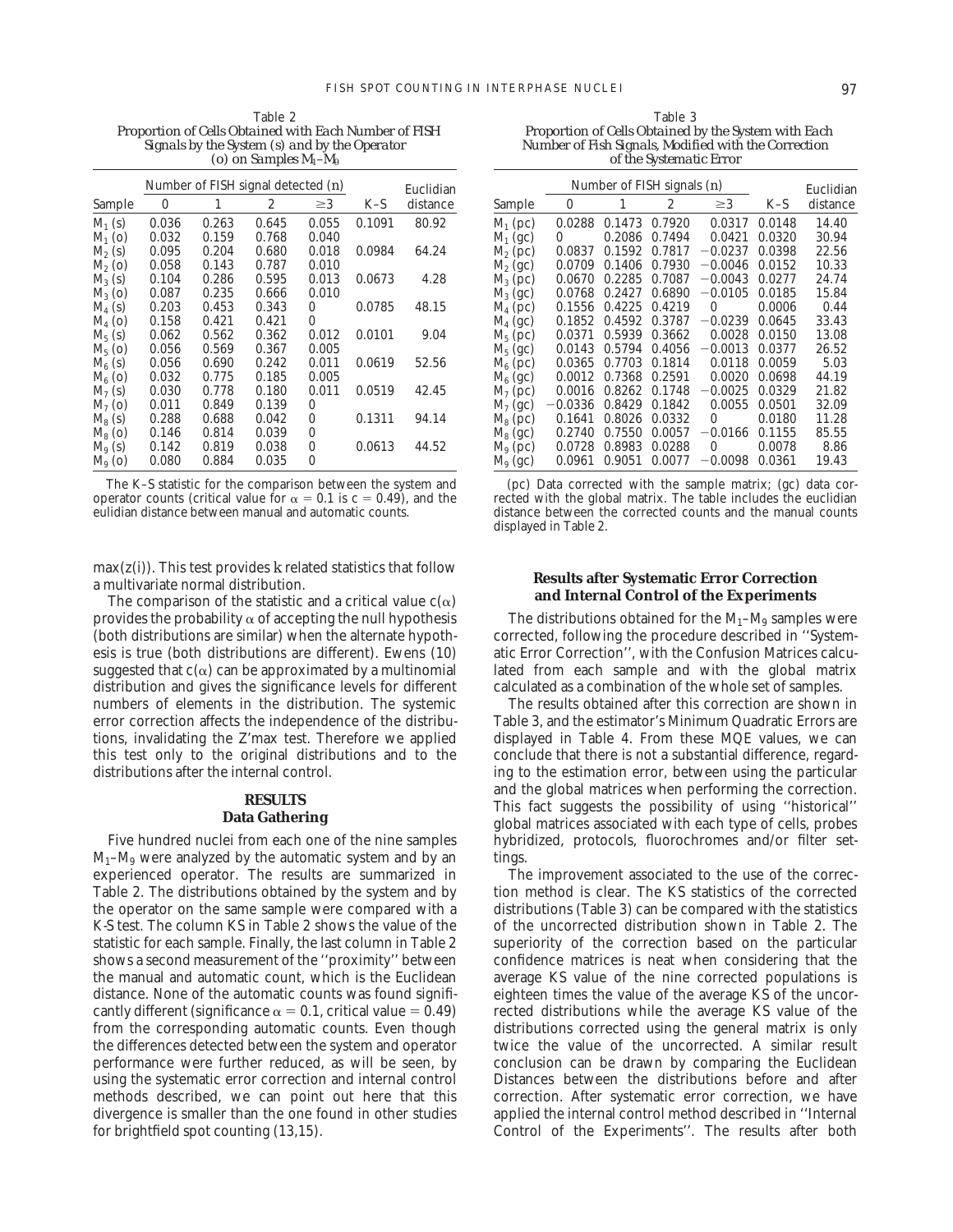Table 2
*Proportion of Cells Obtained with Each Number of FISH Signals by the System (s) and by the Operator (o) on Samples $M_1$–$M_9$*

| Sample | Number of FISH signal detected (n) | | | | K–S | Euclidian distance |
|---|---|---|---|---|---|---|
| | 0 | 1 | 2 | ≥3 | | |
| $M_1$ (s) | 0.036 | 0.263 | 0.645 | 0.055 | 0.1091 | 80.92 |
| $M_1$ (o) | 0.032 | 0.159 | 0.768 | 0.040 | | |
| $M_2$ (s) | 0.095 | 0.204 | 0.680 | 0.018 | 0.0984 | 64.24 |
| $M_2$ (o) | 0.058 | 0.143 | 0.787 | 0.010 | | |
| $M_3$ (s) | 0.104 | 0.286 | 0.595 | 0.013 | 0.0673 | 4.28 |
| $M_3$ (o) | 0.087 | 0.235 | 0.666 | 0.010 | | |
| $M_4$ (s) | 0.203 | 0.453 | 0.343 | 0 | 0.0785 | 48.15 |
| $M_4$ (o) | 0.158 | 0.421 | 0.421 | 0 | | |
| $M_5$ (s) | 0.062 | 0.562 | 0.362 | 0.012 | 0.0101 | 9.04 |
| $M_5$ (o) | 0.056 | 0.569 | 0.367 | 0.005 | | |
| $M_6$ (s) | 0.056 | 0.690 | 0.242 | 0.011 | 0.0619 | 52.56 |
| $M_6$ (o) | 0.032 | 0.775 | 0.185 | 0.005 | | |
| $M_7$ (s) | 0.030 | 0.778 | 0.180 | 0.011 | 0.0519 | 42.45 |
| $M_7$ (o) | 0.011 | 0.849 | 0.139 | 0 | | |
| $M_8$ (s) | 0.288 | 0.688 | 0.042 | 0 | 0.1311 | 94.14 |
| $M_8$ (o) | 0.146 | 0.814 | 0.039 | 0 | | |
| $M_9$ (s) | 0.142 | 0.819 | 0.038 | 0 | 0.0613 | 44.52 |
| $M_9$ (o) | 0.080 | 0.884 | 0.035 | 0 | | |

The K–S statistic for the comparison between the system and operator counts (critical value for $\alpha = 0.1$ is $c = 0.49$), and the eulidian distance between manual and automatic counts.

Table 3
*Proportion of Cells Obtained by the System with Each Number of Fish Signals, Modified with the Correction of the Systematic Error*

| Sample | Number of FISH signals (n) | | | | K–S | Euclidian distance |
|---|---|---|---|---|---|---|
| | 0 | 1 | 2 | ≥3 | | |
| $M_1$ (pc) | 0.0288 | 0.1473 | 0.7920 | 0.0317 | 0.0148 | 14.40 |
| $M_1$ (gc) | 0 | 0.2086 | 0.7494 | 0.0421 | 0.0320 | 30.94 |
| $M_2$ (pc) | 0.0837 | 0.1592 | 0.7817 | −0.0237 | 0.0398 | 22.56 |
| $M_2$ (gc) | 0.0709 | 0.1406 | 0.7930 | −0.0046 | 0.0152 | 10.33 |
| $M_3$ (pc) | 0.0670 | 0.2285 | 0.7087 | −0.0043 | 0.0277 | 24.74 |
| $M_3$ (gc) | 0.0768 | 0.2427 | 0.6890 | −0.0105 | 0.0185 | 15.84 |
| $M_4$ (pc) | 0.1556 | 0.4225 | 0.4219 | 0 | 0.0006 | 0.44 |
| $M_4$ (gc) | 0.1852 | 0.4592 | 0.3787 | −0.0239 | 0.0645 | 33.43 |
| $M_5$ (pc) | 0.0371 | 0.5939 | 0.3662 | 0.0028 | 0.0150 | 13.08 |
| $M_5$ (gc) | 0.0143 | 0.5794 | 0.4056 | −0.0013 | 0.0377 | 26.52 |
| $M_6$ (pc) | 0.0365 | 0.7703 | 0.1814 | 0.0118 | 0.0059 | 5.03 |
| $M_6$ (gc) | 0.0012 | 0.7368 | 0.2591 | 0.0020 | 0.0698 | 44.19 |
| $M_7$ (pc) | 0.0016 | 0.8262 | 0.1748 | −0.0025 | 0.0329 | 21.82 |
| $M_7$ (gc) | −0.0336 | 0.8429 | 0.1842 | 0.0055 | 0.0501 | 32.09 |
| $M_8$ (pc) | 0.1641 | 0.8026 | 0.0332 | 0 | 0.0180 | 11.28 |
| $M_8$ (gc) | 0.2740 | 0.7550 | 0.0057 | −0.0166 | 0.1155 | 85.55 |
| $M_9$ (pc) | 0.0728 | 0.8983 | 0.0288 | 0 | 0.0078 | 8.86 |
| $M_9$ (gc) | 0.0961 | 0.9051 | 0.0077 | −0.0098 | 0.0361 | 19.43 |

(pc) Data corrected with the sample matrix; (gc) data corrected with the global matrix. The table includes the euclidian distance between the corrected counts and the manual counts displayed in Table 2.

max(z(i)). This test provides *k* related statistics that follow a multivariate normal distribution.

The comparison of the statistic and a critical value $c(\alpha)$ provides the probability $\alpha$ of accepting the null hypothesis (both distributions are similar) when the alternate hypothesis is true (both distributions are different). Ewens (10) suggested that $c(\alpha)$ can be approximated by a multinomial distribution and gives the significance levels for different numbers of elements in the distribution. The systemic error correction affects the independence of the distributions, invalidating the Z'max test. Therefore we applied this test only to the original distributions and to the distributions after the internal control.

## RESULTS

### Data Gathering

Five hundred nuclei from each one of the nine samples $M_1$–$M_9$ were analyzed by the automatic system and by an experienced operator. The results are summarized in Table 2. The distributions obtained by the system and by the operator on the same sample were compared with a K-S test. The column KS in Table 2 shows the value of the statistic for each sample. Finally, the last column in Table 2 shows a second measurement of the ''proximity'' between the manual and automatic count, which is the Euclidean distance. None of the automatic counts was found significantly different (significance $\alpha = 0.1$, critical value $= 0.49$) from the corresponding automatic counts. Even though the differences detected between the system and operator performance were further reduced, as will be seen, by using the systematic error correction and internal control methods described, we can point out here that this divergence is smaller than the one found in other studies for brightfield spot counting (13,15).

### Results after Systematic Error Correction and Internal Control of the Experiments

The distributions obtained for the $M_1$–$M_9$ samples were corrected, following the procedure described in ''Systematic Error Correction'', with the Confusion Matrices calculated from each sample and with the global matrix calculated as a combination of the whole set of samples.

The results obtained after this correction are shown in Table 3, and the estimator's Minimum Quadratic Errors are displayed in Table 4. From these MQE values, we can conclude that there is not a substantial difference, regarding to the estimation error, between using the particular and the global matrices when performing the correction. This fact suggests the possibility of using ''historical'' global matrices associated with each type of cells, probes hybridized, protocols, fluorochromes and/or filter settings.

The improvement associated to the use of the correction method is clear. The KS statistics of the corrected distributions (Table 3) can be compared with the statistics of the uncorrected distribution shown in Table 2. The superiority of the correction based on the particular confidence matrices is neat when considering that the average KS value of the nine corrected populations is eighteen times the value of the average KS of the uncorrected distributions while the average KS value of the distributions corrected using the general matrix is only twice the value of the uncorrected. A similar result conclusion can be drawn by comparing the Euclidean Distances between the distributions before and after correction. After systematic error correction, we have applied the internal control method described in ''Internal Control of the Experiments''. The results after both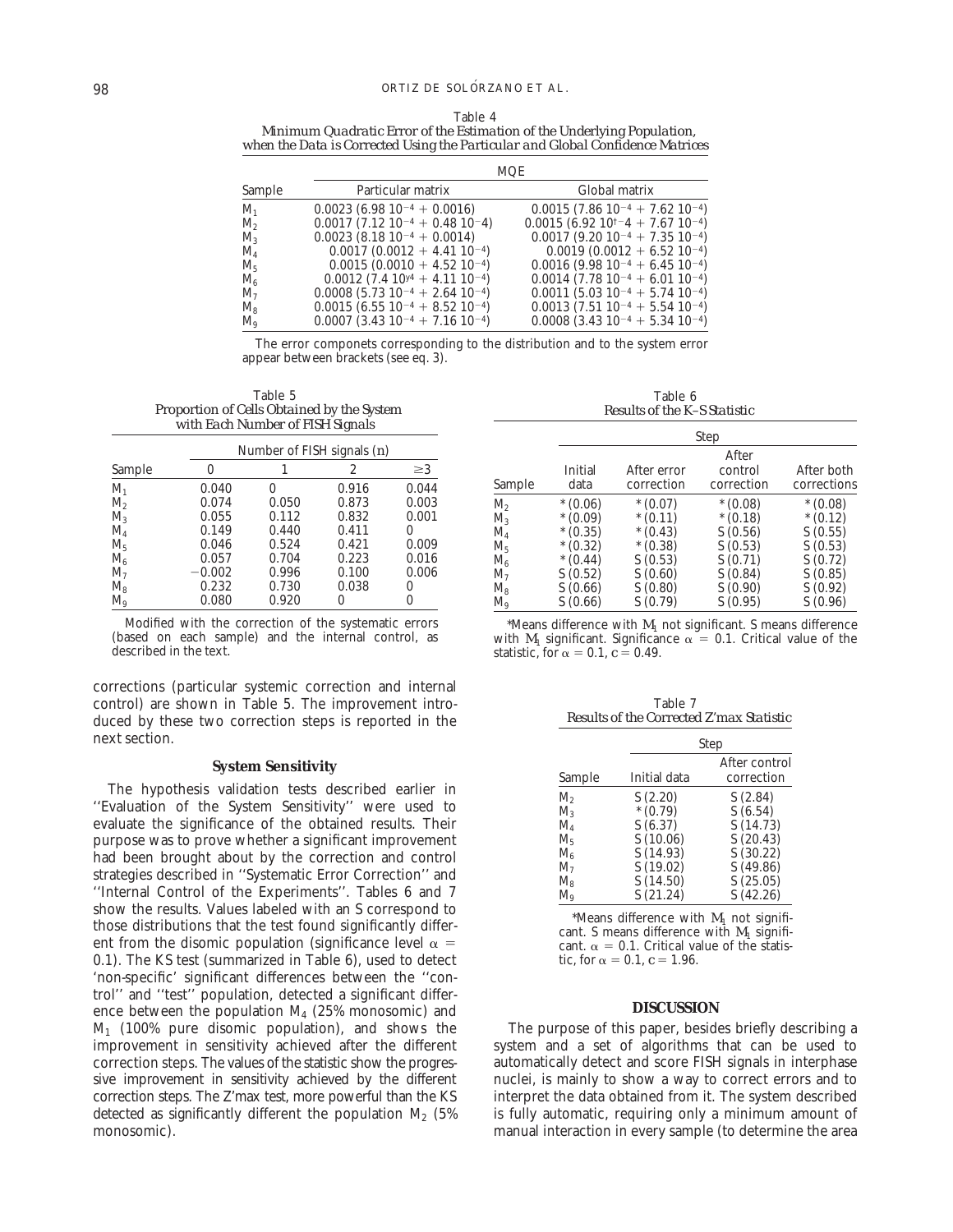Table 4
*Minimum Quadratic Error of the Estimation of the Underlying Population, when the Data is Corrected Using the Particular and Global Confidence Matrices*

| | MQE | |
|---|---|---|
| Sample | Particular matrix | Global matrix |
| $M_1$ | 0.0023 (6.98 $10^{-4}$ + 0.0016) | 0.0015 (7.86 $10^{-4}$ + 7.62 $10^{-4}$) |
| $M_2$ | 0.0017 (7.12 $10^{-4}$ + 0.48 $10^{-4}$) | 0.0015 (6.92 $10^{\dagger-4}$ + 7.67 $10^{-4}$) |
| $M_3$ | 0.0023 (8.18 $10^{-4}$ + 0.0014) | 0.0017 (9.20 $10^{-4}$ + 7.35 $10^{-4}$) |
| $M_4$ | 0.0017 (0.0012 + 4.41 $10^{-4}$) | 0.0019 (0.0012 + 6.52 $10^{-4}$) |
| $M_5$ | 0.0015 (0.0010 + 4.52 $10^{-4}$) | 0.0016 (9.98 $10^{-4}$ + 6.45 $10^{-4}$) |
| $M_6$ | 0.0012 (7.4 $10^{y4}$ + 4.11 $10^{-4}$) | 0.0014 (7.78 $10^{-4}$ + 6.01 $10^{-4}$) |
| $M_7$ | 0.0008 (5.73 $10^{-4}$ + 2.64 $10^{-4}$) | 0.0011 (5.03 $10^{-4}$ + 5.74 $10^{-4}$) |
| $M_8$ | 0.0015 (6.55 $10^{-4}$ + 8.52 $10^{-4}$) | 0.0013 (7.51 $10^{-4}$ + 5.54 $10^{-4}$) |
| $M_9$ | 0.0007 (3.43 $10^{-4}$ + 7.16 $10^{-4}$) | 0.0008 (3.43 $10^{-4}$ + 5.34 $10^{-4}$) |

The error componets corresponding to the distribution and to the system error appear between brackets (see eq. 3).

Table 5
*Proportion of Cells Obtained by the System with Each Number of FISH Signals*

| | Number of FISH signals (n) | | | |
|---|---|---|---|---|
| Sample | 0 | 1 | 2 | ≥3 |
| $M_1$ | 0.040 | 0 | 0.916 | 0.044 |
| $M_2$ | 0.074 | 0.050 | 0.873 | 0.003 |
| $M_3$ | 0.055 | 0.112 | 0.832 | 0.001 |
| $M_4$ | 0.149 | 0.440 | 0.411 | 0 |
| $M_5$ | 0.046 | 0.524 | 0.421 | 0.009 |
| $M_6$ | 0.057 | 0.704 | 0.223 | 0.016 |
| $M_7$ | −0.002 | 0.996 | 0.100 | 0.006 |
| $M_8$ | 0.232 | 0.730 | 0.038 | 0 |
| $M_9$ | 0.080 | 0.920 | 0 | 0 |

Modified with the correction of the systematic errors (based on each sample) and the internal control, as described in the text.

corrections (particular systemic correction and internal control) are shown in Table 5. The improvement introduced by these two correction steps is reported in the next section.

### System Sensitivity

The hypothesis validation tests described earlier in ''Evaluation of the System Sensitivity'' were used to evaluate the significance of the obtained results. Their purpose was to prove whether a significant improvement had been brought about by the correction and control strategies described in ''Systematic Error Correction'' and ''Internal Control of the Experiments''. Tables 6 and 7 show the results. Values labeled with an S correspond to those distributions that the test found significantly different from the disomic population (significance level $\alpha$ = 0.1). The KS test (summarized in Table 6), used to detect 'non-specific' significant differences between the ''control'' and ''test'' population, detected a significant difference between the population $M_4$ (25% monosomic) and $M_1$ (100% pure disomic population), and shows the improvement in sensitivity achieved after the different correction steps. The values of the statistic show the progressive improvement in sensitivity achieved by the different correction steps. The Z'max test, more powerful than the KS detected as significantly different the population $M_2$ (5% monosomic).

Table 6
*Results of the K–S Statistic*

| | Step | | | |
|---|---|---|---|---|
| Sample | Initial data | After error correction | After control correction | After both corrections |
| $M_2$ | * (0.06) | * (0.07) | * (0.08) | * (0.08) |
| $M_3$ | * (0.09) | * (0.11) | * (0.18) | * (0.12) |
| $M_4$ | * (0.35) | * (0.43) | S (0.56) | S (0.55) |
| $M_5$ | * (0.32) | * (0.38) | S (0.53) | S (0.53) |
| $M_6$ | * (0.44) | S (0.53) | S (0.71) | S (0.72) |
| $M_7$ | S (0.52) | S (0.60) | S (0.84) | S (0.85) |
| $M_8$ | S (0.66) | S (0.80) | S (0.90) | S (0.92) |
| $M_9$ | S (0.66) | S (0.79) | S (0.95) | S (0.96) |

*Means difference with $M_1$ not significant. S means difference with $M_1$ significant. Significance $\alpha$ = 0.1. Critical value of the statistic, for $\alpha$ = 0.1, c = 0.49.

Table 7
*Results of the Corrected Z'max Statistic*

| | Step | |
|---|---|---|
| Sample | Initial data | After control correction |
| $M_2$ | S (2.20) | S (2.84) |
| $M_3$ | * (0.79) | S (6.54) |
| $M_4$ | S (6.37) | S (14.73) |
| $M_5$ | S (10.06) | S (20.43) |
| $M_6$ | S (14.93) | S (30.22) |
| $M_7$ | S (19.02) | S (49.86) |
| $M_8$ | S (14.50) | S (25.05) |
| $M_9$ | S (21.24) | S (42.26) |

*Means difference with $M_1$ not significant. S means difference with $M_1$ significant. $\alpha$ = 0.1. Critical value of the statistic, for $\alpha$ = 0.1, c = 1.96.

## DISCUSSION

The purpose of this paper, besides briefly describing a system and a set of algorithms that can be used to automatically detect and score FISH signals in interphase nuclei, is mainly to show a way to correct errors and to interpret the data obtained from it. The system described is fully automatic, requiring only a minimum amount of manual interaction in every sample (to determine the area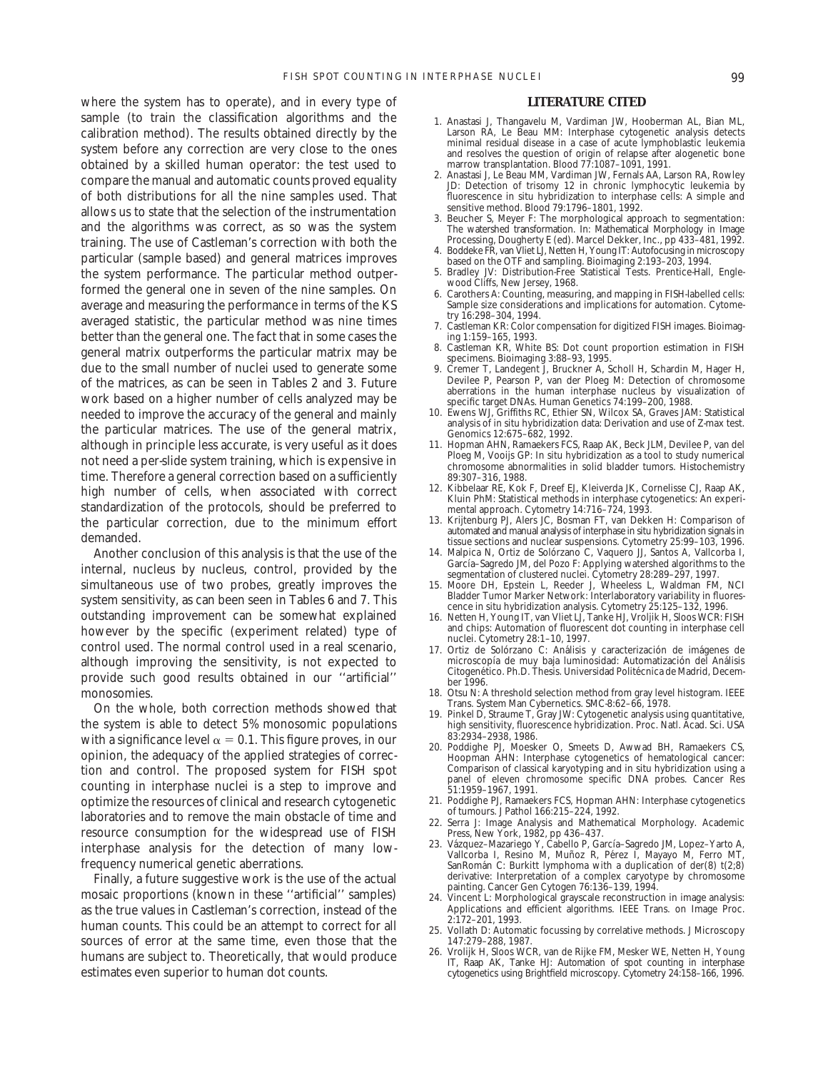where the system has to operate), and in every type of sample (to train the classification algorithms and the calibration method). The results obtained directly by the system before any correction are very close to the ones obtained by a skilled human operator: the test used to compare the manual and automatic counts proved equality of both distributions for all the nine samples used. That allows us to state that the selection of the instrumentation and the algorithms was correct, as so was the system training. The use of Castleman's correction with both the particular (sample based) and general matrices improves the system performance. The particular method outperformed the general one in seven of the nine samples. On average and measuring the performance in terms of the KS averaged statistic, the particular method was nine times better than the general one. The fact that in some cases the general matrix outperforms the particular matrix may be due to the small number of nuclei used to generate some of the matrices, as can be seen in Tables 2 and 3. Future work based on a higher number of cells analyzed may be needed to improve the accuracy of the general and mainly the particular matrices. The use of the general matrix, although in principle less accurate, is very useful as it does not need a per-slide system training, which is expensive in time. Therefore a general correction based on a sufficiently high number of cells, when associated with correct standardization of the protocols, should be preferred to the particular correction, due to the minimum effort demanded.

Another conclusion of this analysis is that the use of the internal, nucleus by nucleus, control, provided by the simultaneous use of two probes, greatly improves the system sensitivity, as can been seen in Tables 6 and 7. This outstanding improvement can be somewhat explained however by the specific (experiment related) type of control used. The normal control used in a real scenario, although improving the sensitivity, is not expected to provide such good results obtained in our ''artificial'' monosomies.

On the whole, both correction methods showed that the system is able to detect 5% monosomic populations with a significance level $\alpha = 0.1$. This figure proves, in our opinion, the adequacy of the applied strategies of correction and control. The proposed system for FISH spot counting in interphase nuclei is a step to improve and optimize the resources of clinical and research cytogenetic laboratories and to remove the main obstacle of time and resource consumption for the widespread use of FISH interphase analysis for the detection of many low-frequency numerical genetic aberrations.

Finally, a future suggestive work is the use of the actual mosaic proportions (known in these ''artificial'' samples) as the true values in Castleman's correction, instead of the human counts. This could be an attempt to correct for all sources of error at the same time, even those that the humans are subject to. Theoretically, that would produce estimates even superior to human dot counts.

## LITERATURE CITED

1. Anastasi J, Thangavelu M, Vardiman JW, Hooberman AL, Bian ML, Larson RA, Le Beau MM: Interphase cytogenetic analysis detects minimal residual disease in a case of acute lymphoblastic leukemia and resolves the question of origin of relapse after alogenetic bone marrow transplantation. Blood 77:1087–1091, 1991.
2. Anastasi J, Le Beau MM, Vardiman JW, Fernals AA, Larson RA, Rowley JD: Detection of trisomy 12 in chronic lymphocytic leukemia by fluorescence in situ hybridization to interphase cells: A simple and sensitive method. Blood 79:1796–1801, 1992.
3. Beucher S, Meyer F: The morphological approach to segmentation: The watershed transformation. In: Mathematical Morphology in Image Processing, Dougherty E (ed). Marcel Dekker, Inc., pp 433–481, 1992.
4. Boddeke FR, van Vliet LJ, Netten H, Young IT: Autofocusing in microscopy based on the OTF and sampling. Bioimaging 2:193–203, 1994.
5. Bradley JV: Distribution-Free Statistical Tests. Prentice-Hall, Englewood Cliffs, New Jersey, 1968.
6. Carothers A: Counting, measuring, and mapping in FISH-labelled cells: Sample size considerations and implications for automation. Cytometry 16:298–304, 1994.
7. Castleman KR: Color compensation for digitized FISH images. Bioimaging 1:159–165, 1993.
8. Castleman KR, White BS: Dot count proportion estimation in FISH specimens. Bioimaging 3:88–93, 1995.
9. Cremer T, Landegent J, Bruckner A, Scholl H, Schardin M, Hager H, Devilee P, Pearson P, van der Ploeg M: Detection of chromosome aberrations in the human interphase nucleus by visualization of specific target DNAs. Human Genetics 74:199–200, 1988.
10. Ewens WJ, Griffiths RC, Ethier SN, Wilcox SA, Graves JAM: Statistical analysis of in situ hybridization data: Derivation and use of Z-max test. Genomics 12:675–682, 1992.
11. Hopman AHN, Ramaekers FCS, Raap AK, Beck JLM, Devilee P, van del Ploeg M, Vooijs GP: In situ hybridization as a tool to study numerical chromosome abnormalities in solid bladder tumors. Histochemistry 89:307–316, 1988.
12. Kibbelaar RE, Kok F, Dreef EJ, Kleiverda JK, Cornelisse CJ, Raap AK, Kluin PhM: Statistical methods in interphase cytogenetics: An experimental approach. Cytometry 14:716–724, 1993.
13. Krijtenburg PJ, Alers JC, Bosman FT, van Dekken H: Comparison of automated and manual analysis of interphase in situ hybridization signals in tissue sections and nuclear suspensions. Cytometry 25:99–103, 1996.
14. Malpica N, Ortiz de Solórzano C, Vaquero JJ, Santos A, Vallcorba I, García-Sagredo JM, del Pozo F: Applying watershed algorithms to the segmentation of clustered nuclei. Cytometry 28:289–297, 1997.
15. Moore DH, Epstein L, Reeder J, Wheeless L, Waldman FM, NCI Bladder Tumor Marker Network: Interlaboratory variability in fluorescence in situ hybridization analysis. Cytometry 25:125–132, 1996.
16. Netten H, Young IT, van Vliet LJ, Tanke HJ, Vroljik H, Sloos WCR: FISH and chips: Automation of fluorescent dot counting in interphase cell nuclei. Cytometry 28:1–10, 1997.
17. Ortiz de Solórzano C: Análisis y caracterización de imágenes de microscopía de muy baja luminosidad: Automatización del Análisis Citogenético. Ph.D. Thesis. Universidad Politécnica de Madrid, December 1996.
18. Otsu N: A threshold selection method from gray level histogram. IEEE Trans. System Man Cybernetics. SMC-8:62–66, 1978.
19. Pinkel D, Straume T, Gray JW: Cytogenetic analysis using quantitative, high sensitivity, fluorescence hybridization. Proc. Natl. Acad. Sci. USA 83:2934–2938, 1986.
20. Poddighe PJ, Moesker O, Smeets D, Awwad BH, Ramaekers CS, Hoopman AHN: Interphase cytogenetics of hematological cancer: Comparison of classical karyotyping and in situ hybridization using a panel of eleven chromosome specific DNA probes. Cancer Res 51:1959–1967, 1991.
21. Poddighe PJ, Ramaekers FCS, Hopman AHN: Interphase cytogenetics of tumours. J Pathol 166:215–224, 1992.
22. Serra J: Image Analysis and Mathematical Morphology. Academic Press, New York, 1982, pp 436–437.
23. Vázquez-Mazariego Y, Cabello P, García-Sagredo JM, Lopez-Yarto A, Vallcorba I, Resino M, Muñoz R, Pérez I, Mayayo M, Ferro MT, SanRomán C: Burkitt lymphoma with a duplication of der(8) t(2;8) derivative: Interpretation of a complex caryotype by chromosome painting. Cancer Gen Cytogen 76:136–139, 1994.
24. Vincent L: Morphological grayscale reconstruction in image analysis: Applications and efficient algorithms. IEEE Trans. on Image Proc. 2:172–201, 1993.
25. Vollath D: Automatic focussing by correlative methods. J Microscopy 147:279–288, 1987.
26. Vrolijk H, Sloos WCR, van de Rijke FM, Mesker WE, Netten H, Young IT, Raap AK, Tanke HJ: Automation of spot counting in interphase cytogenetics using Brightfield microscopy. Cytometry 24:158–166, 1996.